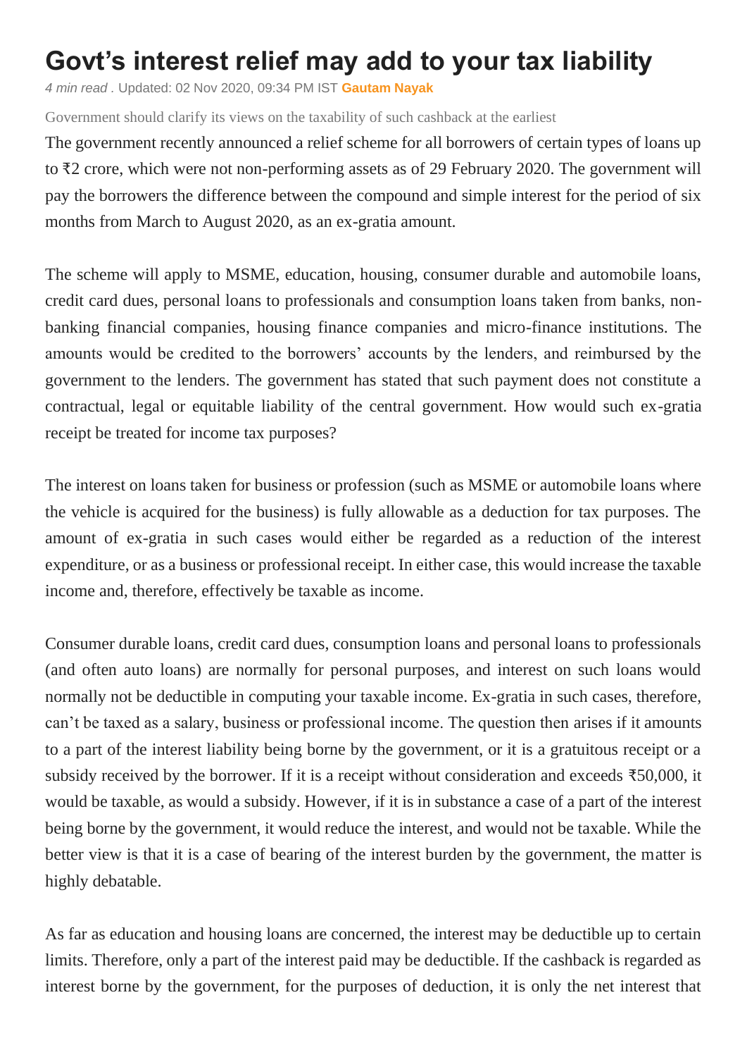# Govt's interest relief may add to your tax liability

*4 min read* . Updated: 02 Nov 2020, 09:34 PM IST **Gautam Nayak**

Government should clarify its views on the taxability of such cashback at the earliest

The government recently announced a relief scheme for all borrowers of certain types of loans up to ₹2 crore, which were not non-performing assets as of 29 February 2020. The government will pay the borrowers the difference between the compound and simple interest for the period of six months from March to August 2020, as an ex-gratia amount.

The scheme will apply to MSME, education, housing, consumer durable and automobile loans, credit card dues, personal loans to professionals and consumption loans taken from banks, non-banking financial companies, housing finance companies and micro-finance institutions. The amounts would be credited to the borrowers' accounts by the lenders, and reimbursed by the government to the lenders. The government has stated that such payment does not constitute a contractual, legal or equitable liability of the central government. How would such ex-gratia receipt be treated for income tax purposes?

The interest on loans taken for business or profession (such as MSME or automobile loans where the vehicle is acquired for the business) is fully allowable as a deduction for tax purposes. The amount of ex-gratia in such cases would either be regarded as a reduction of the interest expenditure, or as a business or professional receipt. In either case, this would increase the taxable income and, therefore, effectively be taxable as income.

Consumer durable loans, credit card dues, consumption loans and personal loans to professionals (and often auto loans) are normally for personal purposes, and interest on such loans would normally not be deductible in computing your taxable income. Ex-gratia in such cases, therefore, can't be taxed as a salary, business or professional income. The question then arises if it amounts to a part of the interest liability being borne by the government, or it is a gratuitous receipt or a subsidy received by the borrower. If it is a receipt without consideration and exceeds ₹50,000, it would be taxable, as would a subsidy. However, if it is in substance a case of a part of the interest being borne by the government, it would reduce the interest, and would not be taxable. While the better view is that it is a case of bearing of the interest burden by the government, the matter is highly debatable.

As far as education and housing loans are concerned, the interest may be deductible up to certain limits. Therefore, only a part of the interest paid may be deductible. If the cashback is regarded as interest borne by the government, for the purposes of deduction, it is only the net interest that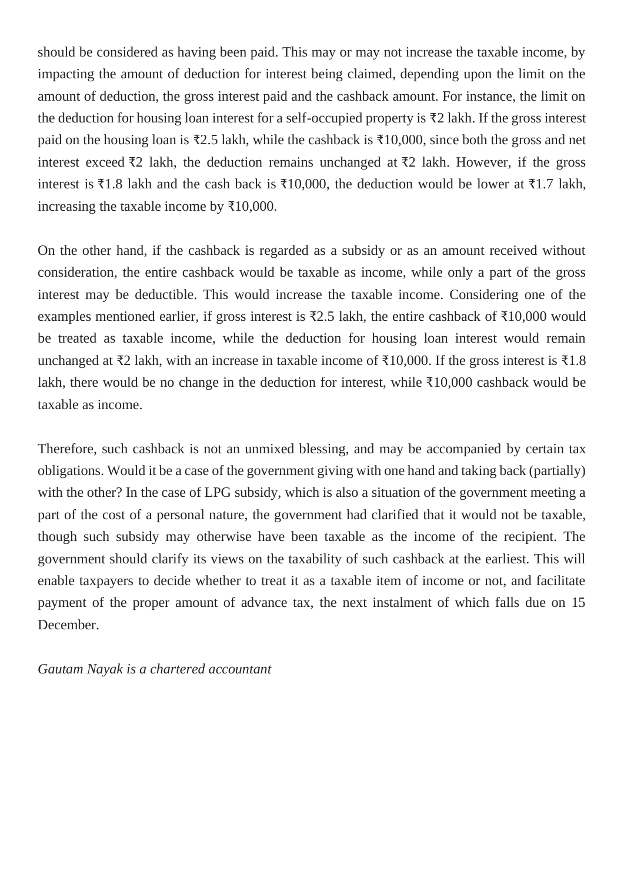should be considered as having been paid. This may or may not increase the taxable income, by impacting the amount of deduction for interest being claimed, depending upon the limit on the amount of deduction, the gross interest paid and the cashback amount. For instance, the limit on the deduction for housing loan interest for a self-occupied property is ₹2 lakh. If the gross interest paid on the housing loan is ₹2.5 lakh, while the cashback is ₹10,000, since both the gross and net interest exceed ₹2 lakh, the deduction remains unchanged at ₹2 lakh. However, if the gross interest is ₹1.8 lakh and the cash back is ₹10,000, the deduction would be lower at ₹1.7 lakh, increasing the taxable income by ₹10,000.

On the other hand, if the cashback is regarded as a subsidy or as an amount received without consideration, the entire cashback would be taxable as income, while only a part of the gross interest may be deductible. This would increase the taxable income. Considering one of the examples mentioned earlier, if gross interest is ₹2.5 lakh, the entire cashback of ₹10,000 would be treated as taxable income, while the deduction for housing loan interest would remain unchanged at ₹2 lakh, with an increase in taxable income of ₹10,000. If the gross interest is ₹1.8 lakh, there would be no change in the deduction for interest, while ₹10,000 cashback would be taxable as income.

Therefore, such cashback is not an unmixed blessing, and may be accompanied by certain tax obligations. Would it be a case of the government giving with one hand and taking back (partially) with the other? In the case of LPG subsidy, which is also a situation of the government meeting a part of the cost of a personal nature, the government had clarified that it would not be taxable, though such subsidy may otherwise have been taxable as the income of the recipient. The government should clarify its views on the taxability of such cashback at the earliest. This will enable taxpayers to decide whether to treat it as a taxable item of income or not, and facilitate payment of the proper amount of advance tax, the next instalment of which falls due on 15 December.

*Gautam Nayak is a chartered accountant*